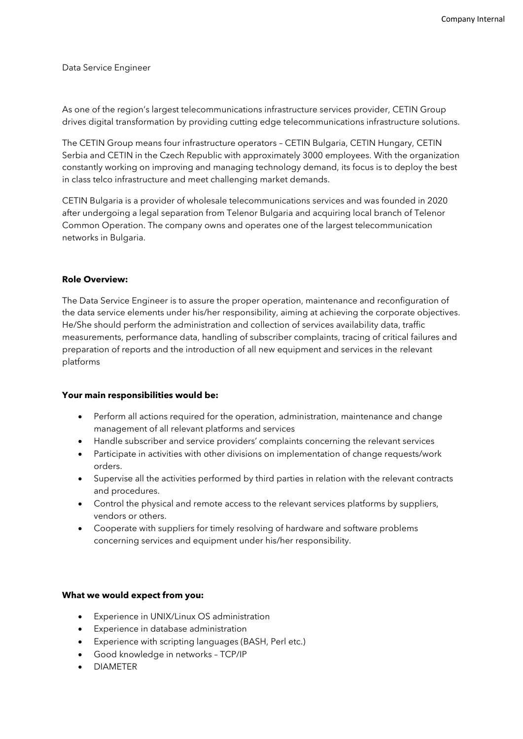Data Service Engineer

As one of the region's largest telecommunications infrastructure services provider, CETIN Group drives digital transformation by providing cutting edge telecommunications infrastructure solutions.

The CETIN Group means four infrastructure operators – CETIN Bulgaria, CETIN Hungary, CETIN Serbia and CETIN in the Czech Republic with approximately 3000 employees. With the organization constantly working on improving and managing technology demand, its focus is to deploy the best in class telco infrastructure and meet challenging market demands.

CETIN Bulgaria is a provider of wholesale telecommunications services and was founded in 2020 after undergoing a legal separation from Telenor Bulgaria and acquiring local branch of Telenor Common Operation. The company owns and operates one of the largest telecommunication networks in Bulgaria.

**Role Overview:**

The Data Service Engineer is to assure the proper operation, maintenance and reconfiguration of the data service elements under his/her responsibility, aiming at achieving the corporate objectives. He/She should perform the administration and collection of services availability data, traffic measurements, performance data, handling of subscriber complaints, tracing of critical failures and preparation of reports and the introduction of all new equipment and services in the relevant platforms

**Your main responsibilities would be:**

- Perform all actions required for the operation, administration, maintenance and change management of all relevant platforms and services
- Handle subscriber and service providers' complaints concerning the relevant services
- Participate in activities with other divisions on implementation of change requests/work orders.
- Supervise all the activities performed by third parties in relation with the relevant contracts and procedures.
- Control the physical and remote access to the relevant services platforms by suppliers, vendors or others.
- Cooperate with suppliers for timely resolving of hardware and software problems concerning services and equipment under his/her responsibility.

**What we would expect from you:**

- Experience in UNIX/Linux OS administration
- Experience in database administration
- Experience with scripting languages (BASH, Perl etc.)
- Good knowledge in networks – TCP/IP
- DIAMETER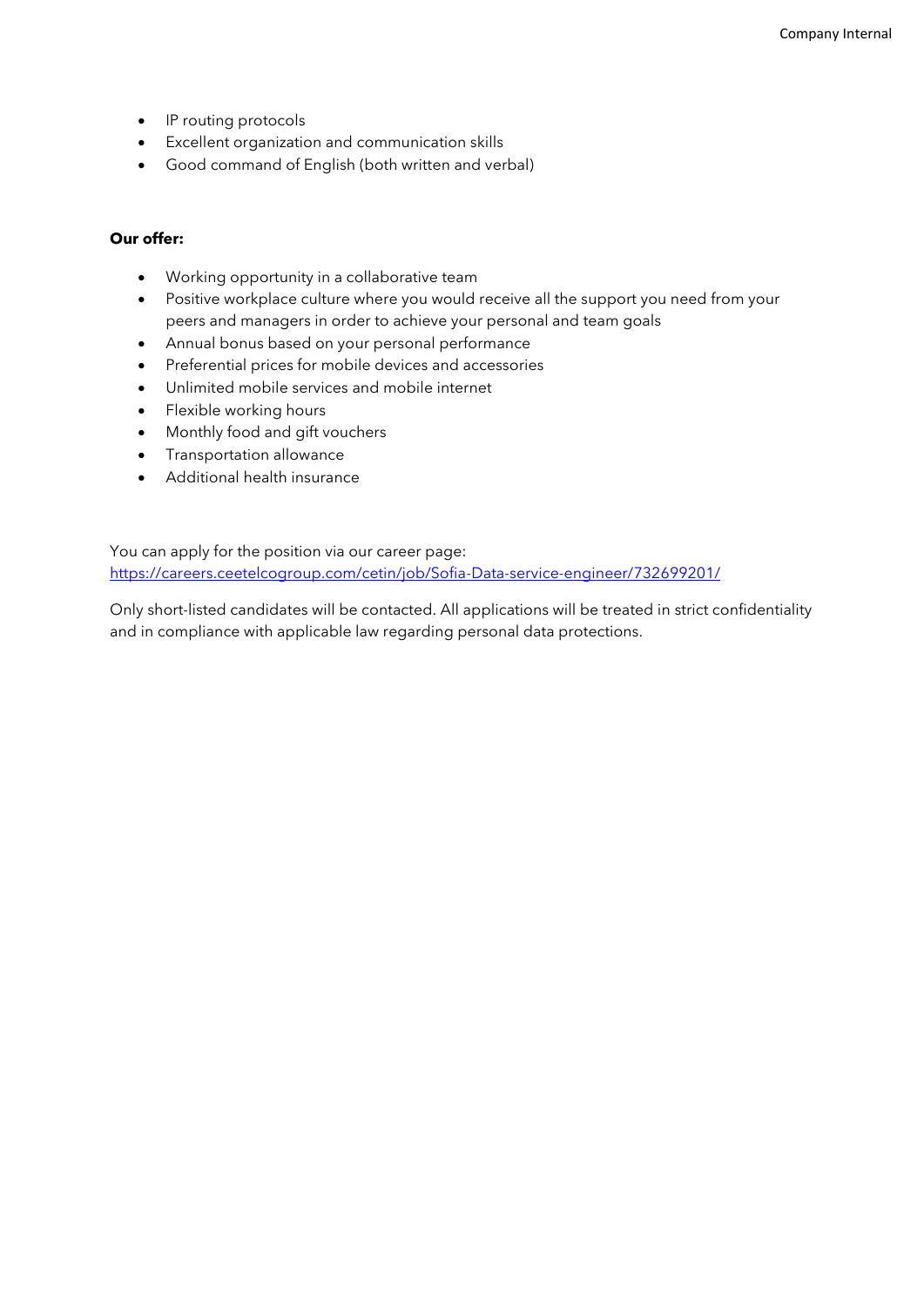- IP routing protocols
- Excellent organization and communication skills
- Good command of English (both written and verbal)

**Our offer:**

- Working opportunity in a collaborative team
- Positive workplace culture where you would receive all the support you need from your peers and managers in order to achieve your personal and team goals
- Annual bonus based on your personal performance
- Preferential prices for mobile devices and accessories
- Unlimited mobile services and mobile internet
- Flexible working hours
- Monthly food and gift vouchers
- Transportation allowance
- Additional health insurance

You can apply for the position via our career page:
[https://careers.ceetelcogroup.com/cetin/job/Sofia-Data-service-engineer/732699201/](https://careers.ceetelcogroup.com/cetin/job/Sofia-Data-service-engineer/732699201/)

Only short-listed candidates will be contacted. All applications will be treated in strict confidentiality and in compliance with applicable law regarding personal data protections.